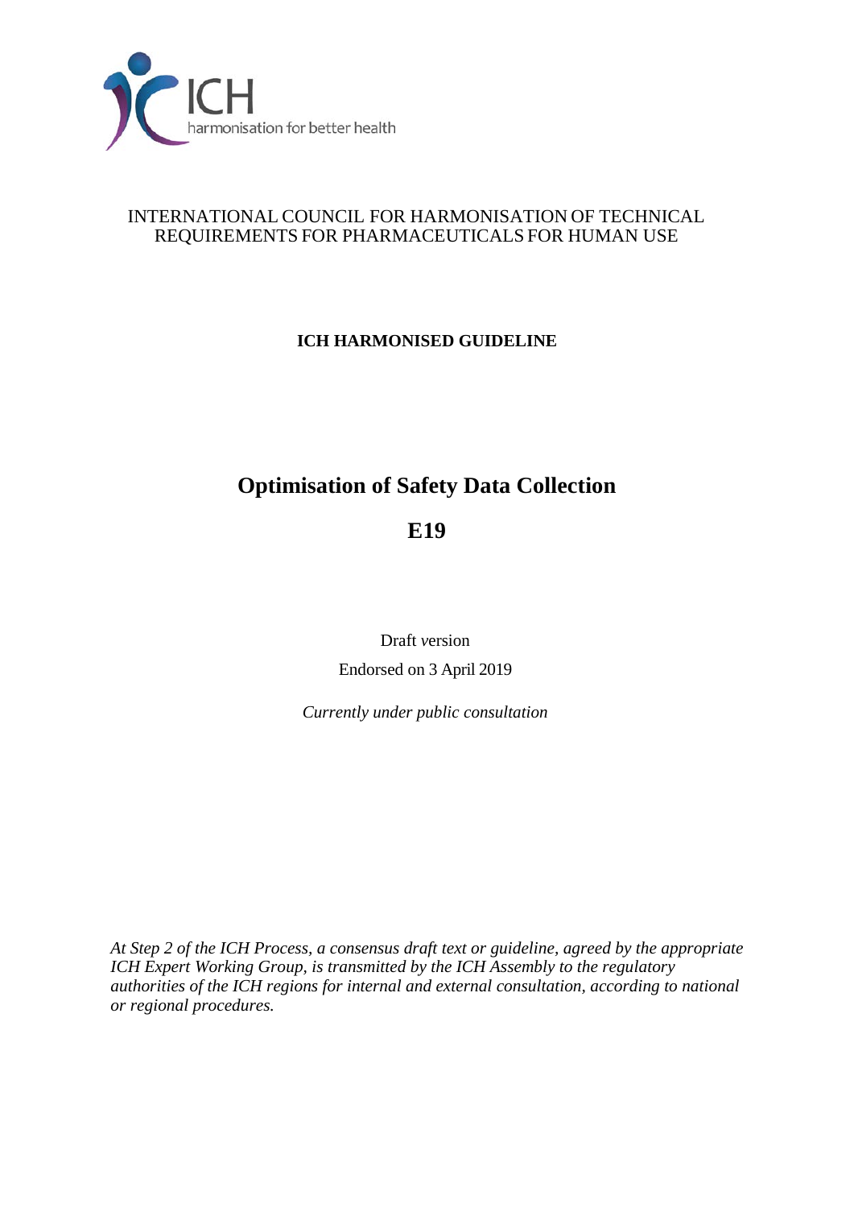ICH

harmonisation for better health

INTERNATIONAL COUNCIL FOR HARMONISATION OF TECHNICAL REQUIREMENTS FOR PHARMACEUTICALS FOR HUMAN USE

**ICH HARMONISED GUIDELINE**

# Optimisation of Safety Data Collection

# E19

Draft version

Endorsed on 3 April 2019

*Currently under public consultation*

*At Step 2 of the ICH Process, a consensus draft text or guideline, agreed by the appropriate ICH Expert Working Group, is transmitted by the ICH Assembly to the regulatory authorities of the ICH regions for internal and external consultation, according to national or regional procedures.*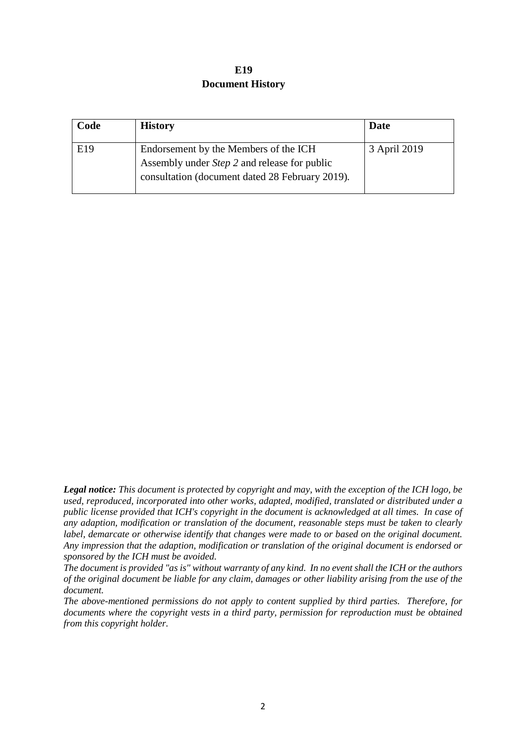# E19
## Document History

| Code | History | Date |
|---|---|---|
| E19 | Endorsement by the Members of the ICH Assembly under *Step 2* and release for public consultation (document dated 28 February 2019). | 3 April 2019 |

***Legal notice:*** *This document is protected by copyright and may, with the exception of the ICH logo, be used, reproduced, incorporated into other works, adapted, modified, translated or distributed under a public license provided that ICH's copyright in the document is acknowledged at all times. In case of any adaption, modification or translation of the document, reasonable steps must be taken to clearly label, demarcate or otherwise identify that changes were made to or based on the original document. Any impression that the adaption, modification or translation of the original document is endorsed or sponsored by the ICH must be avoided.*

*The document is provided "as is" without warranty of any kind. In no event shall the ICH or the authors of the original document be liable for any claim, damages or other liability arising from the use of the document.*

*The above-mentioned permissions do not apply to content supplied by third parties. Therefore, for documents where the copyright vests in a third party, permission for reproduction must be obtained from this copyright holder.*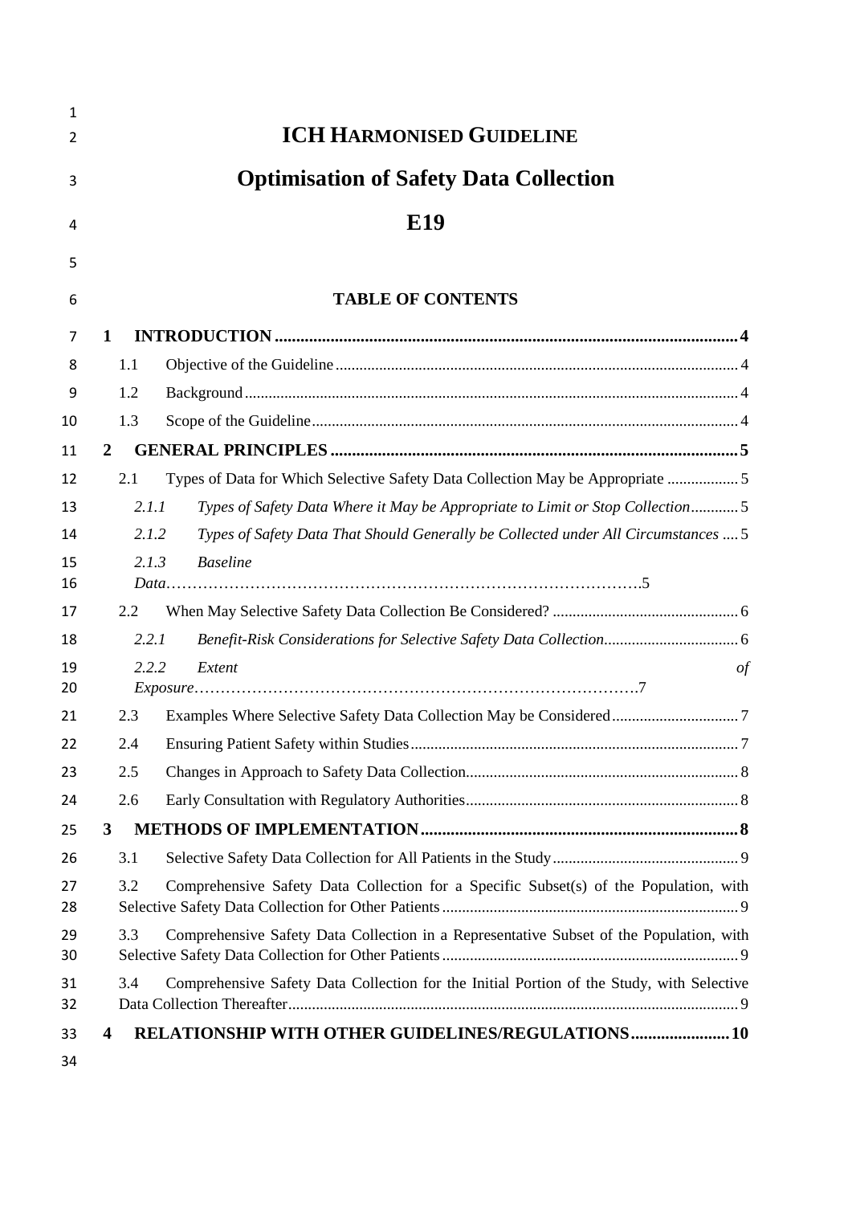# ICH HARMONISED GUIDELINE

# Optimisation of Safety Data Collection

# E19

## TABLE OF CONTENTS

**1 INTRODUCTION** ... **4**

- 1.1 Objective of the Guideline ... 4
- 1.2 Background ... 4
- 1.3 Scope of the Guideline ... 4

**2 GENERAL PRINCIPLES** ... **5**

- 2.1 Types of Data for Which Selective Safety Data Collection May be Appropriate ... 5
  - *2.1.1 Types of Safety Data Where it May be Appropriate to Limit or Stop Collection* ... 5
  - *2.1.2 Types of Safety Data That Should Generally be Collected under All Circumstances* ... 5
  - *2.1.3 Baseline Data*...5
- 2.2 When May Selective Safety Data Collection Be Considered? ... 6
  - *2.2.1 Benefit-Risk Considerations for Selective Safety Data Collection* ... 6
  - *2.2.2 Extent of Exposure*...7
- 2.3 Examples Where Selective Safety Data Collection May be Considered ... 7
- 2.4 Ensuring Patient Safety within Studies ... 7
- 2.5 Changes in Approach to Safety Data Collection ... 8
- 2.6 Early Consultation with Regulatory Authorities ... 8

**3 METHODS OF IMPLEMENTATION** ... **8**

- 3.1 Selective Safety Data Collection for All Patients in the Study ... 9
- 3.2 Comprehensive Safety Data Collection for a Specific Subset(s) of the Population, with Selective Safety Data Collection for Other Patients ... 9
- 3.3 Comprehensive Safety Data Collection in a Representative Subset of the Population, with Selective Safety Data Collection for Other Patients ... 9
- 3.4 Comprehensive Safety Data Collection for the Initial Portion of the Study, with Selective Data Collection Thereafter ... 9

**4 RELATIONSHIP WITH OTHER GUIDELINES/REGULATIONS** ... **10**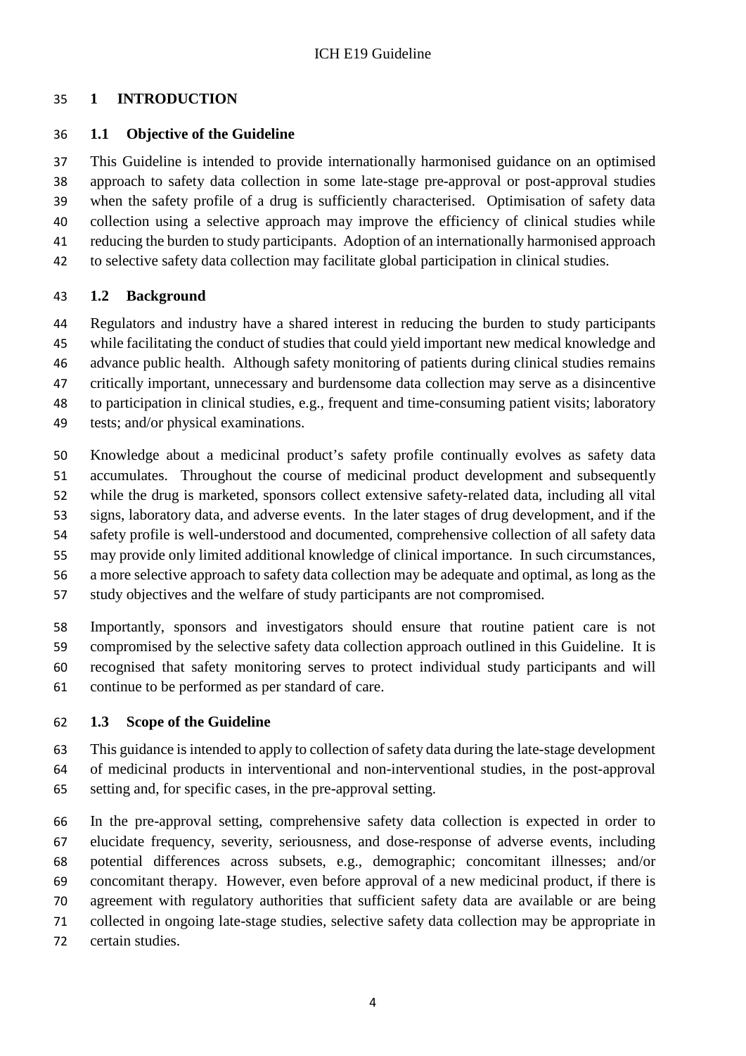# 1 INTRODUCTION

## 1.1 Objective of the Guideline

This Guideline is intended to provide internationally harmonised guidance on an optimised approach to safety data collection in some late-stage pre-approval or post-approval studies when the safety profile of a drug is sufficiently characterised. Optimisation of safety data collection using a selective approach may improve the efficiency of clinical studies while reducing the burden to study participants. Adoption of an internationally harmonised approach to selective safety data collection may facilitate global participation in clinical studies.

## 1.2 Background

Regulators and industry have a shared interest in reducing the burden to study participants while facilitating the conduct of studies that could yield important new medical knowledge and advance public health. Although safety monitoring of patients during clinical studies remains critically important, unnecessary and burdensome data collection may serve as a disincentive to participation in clinical studies, e.g., frequent and time-consuming patient visits; laboratory tests; and/or physical examinations.

Knowledge about a medicinal product's safety profile continually evolves as safety data accumulates. Throughout the course of medicinal product development and subsequently while the drug is marketed, sponsors collect extensive safety-related data, including all vital signs, laboratory data, and adverse events. In the later stages of drug development, and if the safety profile is well-understood and documented, comprehensive collection of all safety data may provide only limited additional knowledge of clinical importance. In such circumstances, a more selective approach to safety data collection may be adequate and optimal, as long as the study objectives and the welfare of study participants are not compromised.

Importantly, sponsors and investigators should ensure that routine patient care is not compromised by the selective safety data collection approach outlined in this Guideline. It is recognised that safety monitoring serves to protect individual study participants and will continue to be performed as per standard of care.

## 1.3 Scope of the Guideline

This guidance is intended to apply to collection of safety data during the late-stage development of medicinal products in interventional and non-interventional studies, in the post-approval setting and, for specific cases, in the pre-approval setting.

In the pre-approval setting, comprehensive safety data collection is expected in order to elucidate frequency, severity, seriousness, and dose-response of adverse events, including potential differences across subsets, e.g., demographic; concomitant illnesses; and/or concomitant therapy. However, even before approval of a new medicinal product, if there is agreement with regulatory authorities that sufficient safety data are available or are being collected in ongoing late-stage studies, selective safety data collection may be appropriate in certain studies.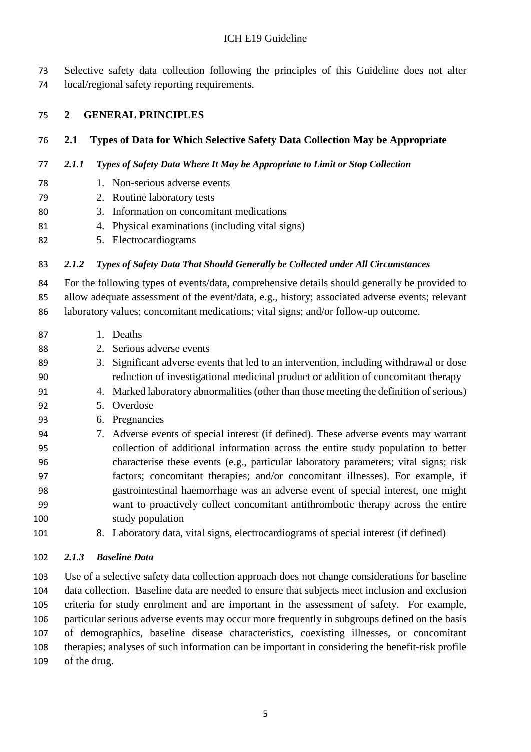Selective safety data collection following the principles of this Guideline does not alter local/regional safety reporting requirements.

## 2 GENERAL PRINCIPLES

### 2.1 Types of Data for Which Selective Safety Data Collection May be Appropriate

#### *2.1.1 Types of Safety Data Where It May be Appropriate to Limit or Stop Collection*

1. Non-serious adverse events
2. Routine laboratory tests
3. Information on concomitant medications
4. Physical examinations (including vital signs)
5. Electrocardiograms

#### *2.1.2 Types of Safety Data That Should Generally be Collected under All Circumstances*

For the following types of events/data, comprehensive details should generally be provided to allow adequate assessment of the event/data, e.g., history; associated adverse events; relevant laboratory values; concomitant medications; vital signs; and/or follow-up outcome.

1. Deaths
2. Serious adverse events
3. Significant adverse events that led to an intervention, including withdrawal or dose reduction of investigational medicinal product or addition of concomitant therapy
4. Marked laboratory abnormalities (other than those meeting the definition of serious)
5. Overdose
6. Pregnancies
7. Adverse events of special interest (if defined). These adverse events may warrant collection of additional information across the entire study population to better characterise these events (e.g., particular laboratory parameters; vital signs; risk factors; concomitant therapies; and/or concomitant illnesses). For example, if gastrointestinal haemorrhage was an adverse event of special interest, one might want to proactively collect concomitant antithrombotic therapy across the entire study population
8. Laboratory data, vital signs, electrocardiograms of special interest (if defined)

#### *2.1.3 Baseline Data*

Use of a selective safety data collection approach does not change considerations for baseline data collection. Baseline data are needed to ensure that subjects meet inclusion and exclusion criteria for study enrolment and are important in the assessment of safety. For example, particular serious adverse events may occur more frequently in subgroups defined on the basis of demographics, baseline disease characteristics, coexisting illnesses, or concomitant therapies; analyses of such information can be important in considering the benefit-risk profile of the drug.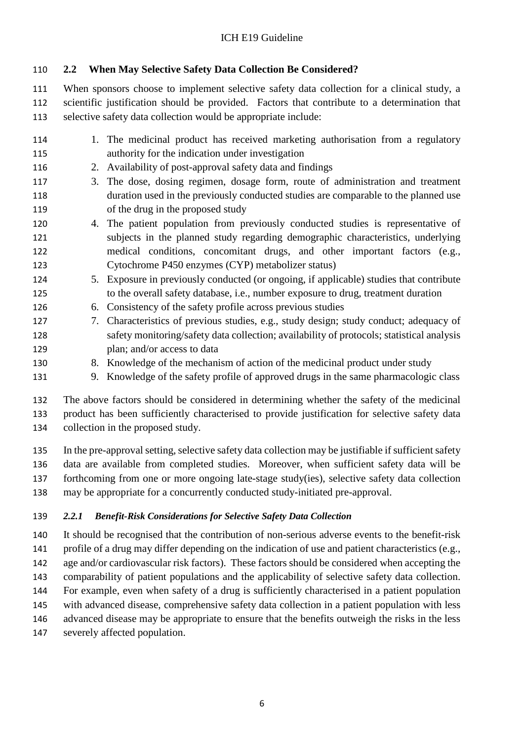## 2.2 When May Selective Safety Data Collection Be Considered?

When sponsors choose to implement selective safety data collection for a clinical study, a scientific justification should be provided. Factors that contribute to a determination that selective safety data collection would be appropriate include:

1. The medicinal product has received marketing authorisation from a regulatory authority for the indication under investigation
2. Availability of post-approval safety data and findings
3. The dose, dosing regimen, dosage form, route of administration and treatment duration used in the previously conducted studies are comparable to the planned use of the drug in the proposed study
4. The patient population from previously conducted studies is representative of subjects in the planned study regarding demographic characteristics, underlying medical conditions, concomitant drugs, and other important factors (e.g., Cytochrome P450 enzymes (CYP) metabolizer status)
5. Exposure in previously conducted (or ongoing, if applicable) studies that contribute to the overall safety database, i.e., number exposure to drug, treatment duration
6. Consistency of the safety profile across previous studies
7. Characteristics of previous studies, e.g., study design; study conduct; adequacy of safety monitoring/safety data collection; availability of protocols; statistical analysis plan; and/or access to data
8. Knowledge of the mechanism of action of the medicinal product under study
9. Knowledge of the safety profile of approved drugs in the same pharmacologic class

The above factors should be considered in determining whether the safety of the medicinal product has been sufficiently characterised to provide justification for selective safety data collection in the proposed study.

In the pre-approval setting, selective safety data collection may be justifiable if sufficient safety data are available from completed studies. Moreover, when sufficient safety data will be forthcoming from one or more ongoing late-stage study(ies), selective safety data collection may be appropriate for a concurrently conducted study-initiated pre-approval.

### *2.2.1 Benefit-Risk Considerations for Selective Safety Data Collection*

It should be recognised that the contribution of non-serious adverse events to the benefit-risk profile of a drug may differ depending on the indication of use and patient characteristics (e.g., age and/or cardiovascular risk factors). These factors should be considered when accepting the comparability of patient populations and the applicability of selective safety data collection. For example, even when safety of a drug is sufficiently characterised in a patient population with advanced disease, comprehensive safety data collection in a patient population with less advanced disease may be appropriate to ensure that the benefits outweigh the risks in the less severely affected population.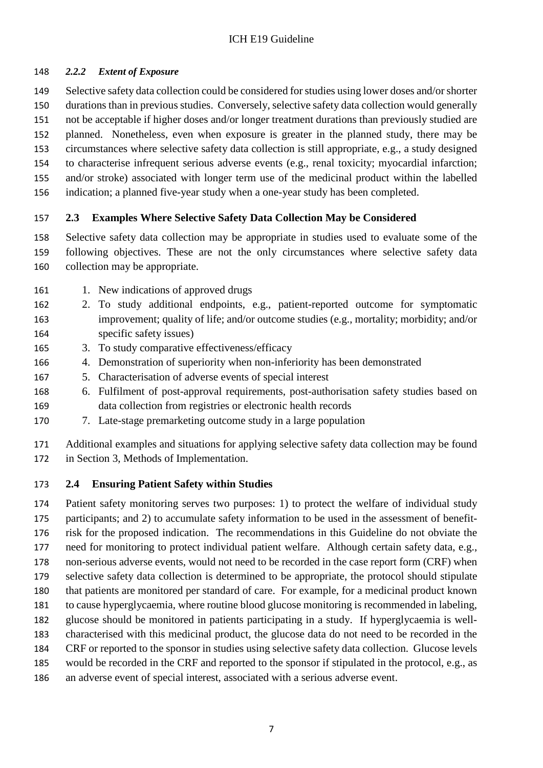#### *2.2.2 Extent of Exposure*

Selective safety data collection could be considered for studies using lower doses and/or shorter durations than in previous studies. Conversely, selective safety data collection would generally not be acceptable if higher doses and/or longer treatment durations than previously studied are planned. Nonetheless, even when exposure is greater in the planned study, there may be circumstances where selective safety data collection is still appropriate, e.g., a study designed to characterise infrequent serious adverse events (e.g., renal toxicity; myocardial infarction; and/or stroke) associated with longer term use of the medicinal product within the labelled indication; a planned five-year study when a one-year study has been completed.

### 2.3 Examples Where Selective Safety Data Collection May be Considered

Selective safety data collection may be appropriate in studies used to evaluate some of the following objectives. These are not the only circumstances where selective safety data collection may be appropriate.

1. New indications of approved drugs
2. To study additional endpoints, e.g., patient-reported outcome for symptomatic improvement; quality of life; and/or outcome studies (e.g., mortality; morbidity; and/or specific safety issues)
3. To study comparative effectiveness/efficacy
4. Demonstration of superiority when non-inferiority has been demonstrated
5. Characterisation of adverse events of special interest
6. Fulfilment of post-approval requirements, post-authorisation safety studies based on data collection from registries or electronic health records
7. Late-stage premarketing outcome study in a large population

Additional examples and situations for applying selective safety data collection may be found in Section 3, Methods of Implementation.

### 2.4 Ensuring Patient Safety within Studies

Patient safety monitoring serves two purposes: 1) to protect the welfare of individual study participants; and 2) to accumulate safety information to be used in the assessment of benefit-risk for the proposed indication. The recommendations in this Guideline do not obviate the need for monitoring to protect individual patient welfare. Although certain safety data, e.g., non-serious adverse events, would not need to be recorded in the case report form (CRF) when selective safety data collection is determined to be appropriate, the protocol should stipulate that patients are monitored per standard of care. For example, for a medicinal product known to cause hyperglycaemia, where routine blood glucose monitoring is recommended in labeling, glucose should be monitored in patients participating in a study. If hyperglycaemia is well-characterised with this medicinal product, the glucose data do not need to be recorded in the CRF or reported to the sponsor in studies using selective safety data collection. Glucose levels would be recorded in the CRF and reported to the sponsor if stipulated in the protocol, e.g., as an adverse event of special interest, associated with a serious adverse event.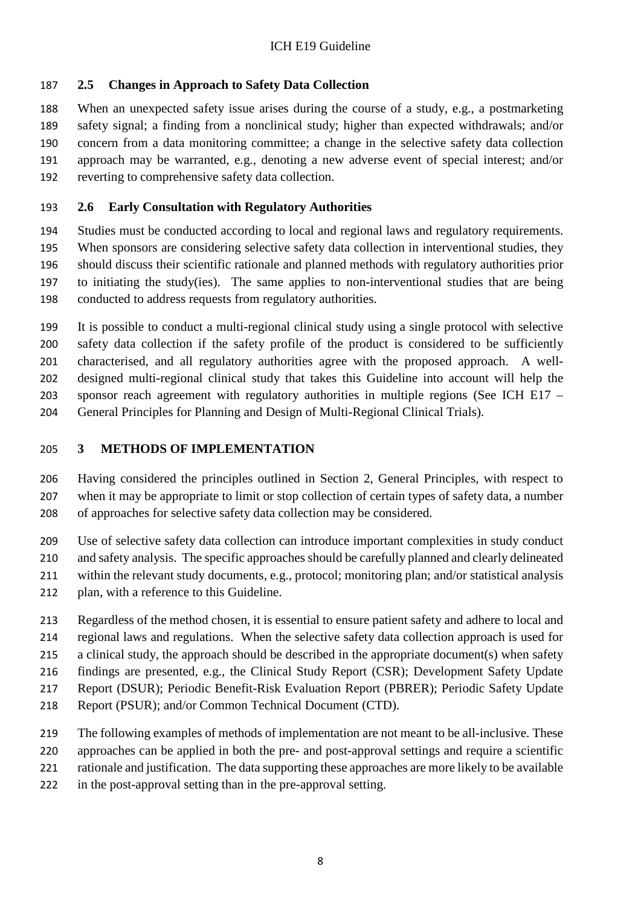## 2.5 Changes in Approach to Safety Data Collection

When an unexpected safety issue arises during the course of a study, e.g., a postmarketing safety signal; a finding from a nonclinical study; higher than expected withdrawals; and/or concern from a data monitoring committee; a change in the selective safety data collection approach may be warranted, e.g., denoting a new adverse event of special interest; and/or reverting to comprehensive safety data collection.

## 2.6 Early Consultation with Regulatory Authorities

Studies must be conducted according to local and regional laws and regulatory requirements. When sponsors are considering selective safety data collection in interventional studies, they should discuss their scientific rationale and planned methods with regulatory authorities prior to initiating the study(ies). The same applies to non-interventional studies that are being conducted to address requests from regulatory authorities.

It is possible to conduct a multi-regional clinical study using a single protocol with selective safety data collection if the safety profile of the product is considered to be sufficiently characterised, and all regulatory authorities agree with the proposed approach. A well-designed multi-regional clinical study that takes this Guideline into account will help the sponsor reach agreement with regulatory authorities in multiple regions (See ICH E17 – General Principles for Planning and Design of Multi-Regional Clinical Trials).

# 3 METHODS OF IMPLEMENTATION

Having considered the principles outlined in Section 2, General Principles, with respect to when it may be appropriate to limit or stop collection of certain types of safety data, a number of approaches for selective safety data collection may be considered.

Use of selective safety data collection can introduce important complexities in study conduct and safety analysis. The specific approaches should be carefully planned and clearly delineated within the relevant study documents, e.g., protocol; monitoring plan; and/or statistical analysis plan, with a reference to this Guideline.

Regardless of the method chosen, it is essential to ensure patient safety and adhere to local and regional laws and regulations. When the selective safety data collection approach is used for a clinical study, the approach should be described in the appropriate document(s) when safety findings are presented, e.g., the Clinical Study Report (CSR); Development Safety Update Report (DSUR); Periodic Benefit-Risk Evaluation Report (PBRER); Periodic Safety Update Report (PSUR); and/or Common Technical Document (CTD).

The following examples of methods of implementation are not meant to be all-inclusive. These approaches can be applied in both the pre- and post-approval settings and require a scientific rationale and justification. The data supporting these approaches are more likely to be available in the post-approval setting than in the pre-approval setting.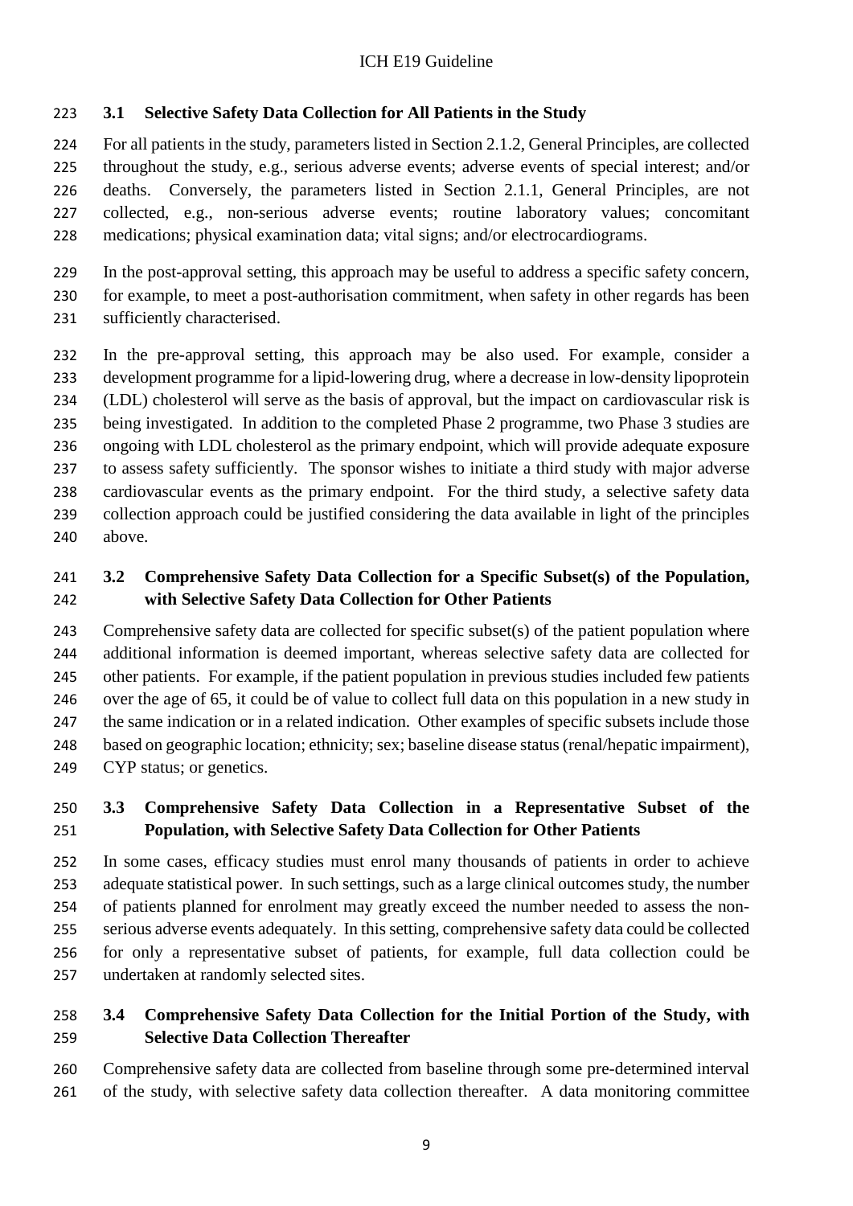### 3.1 Selective Safety Data Collection for All Patients in the Study

For all patients in the study, parameters listed in Section 2.1.2, General Principles, are collected throughout the study, e.g., serious adverse events; adverse events of special interest; and/or deaths. Conversely, the parameters listed in Section 2.1.1, General Principles, are not collected, e.g., non-serious adverse events; routine laboratory values; concomitant medications; physical examination data; vital signs; and/or electrocardiograms.

In the post-approval setting, this approach may be useful to address a specific safety concern, for example, to meet a post-authorisation commitment, when safety in other regards has been sufficiently characterised.

In the pre-approval setting, this approach may be also used. For example, consider a development programme for a lipid-lowering drug, where a decrease in low-density lipoprotein (LDL) cholesterol will serve as the basis of approval, but the impact on cardiovascular risk is being investigated. In addition to the completed Phase 2 programme, two Phase 3 studies are ongoing with LDL cholesterol as the primary endpoint, which will provide adequate exposure to assess safety sufficiently. The sponsor wishes to initiate a third study with major adverse cardiovascular events as the primary endpoint. For the third study, a selective safety data collection approach could be justified considering the data available in light of the principles above.

### 3.2 Comprehensive Safety Data Collection for a Specific Subset(s) of the Population, with Selective Safety Data Collection for Other Patients

Comprehensive safety data are collected for specific subset(s) of the patient population where additional information is deemed important, whereas selective safety data are collected for other patients. For example, if the patient population in previous studies included few patients over the age of 65, it could be of value to collect full data on this population in a new study in the same indication or in a related indication. Other examples of specific subsets include those based on geographic location; ethnicity; sex; baseline disease status (renal/hepatic impairment), CYP status; or genetics.

### 3.3 Comprehensive Safety Data Collection in a Representative Subset of the Population, with Selective Safety Data Collection for Other Patients

In some cases, efficacy studies must enrol many thousands of patients in order to achieve adequate statistical power. In such settings, such as a large clinical outcomes study, the number of patients planned for enrolment may greatly exceed the number needed to assess the non-serious adverse events adequately. In this setting, comprehensive safety data could be collected for only a representative subset of patients, for example, full data collection could be undertaken at randomly selected sites.

### 3.4 Comprehensive Safety Data Collection for the Initial Portion of the Study, with Selective Data Collection Thereafter

Comprehensive safety data are collected from baseline through some pre-determined interval of the study, with selective safety data collection thereafter. A data monitoring committee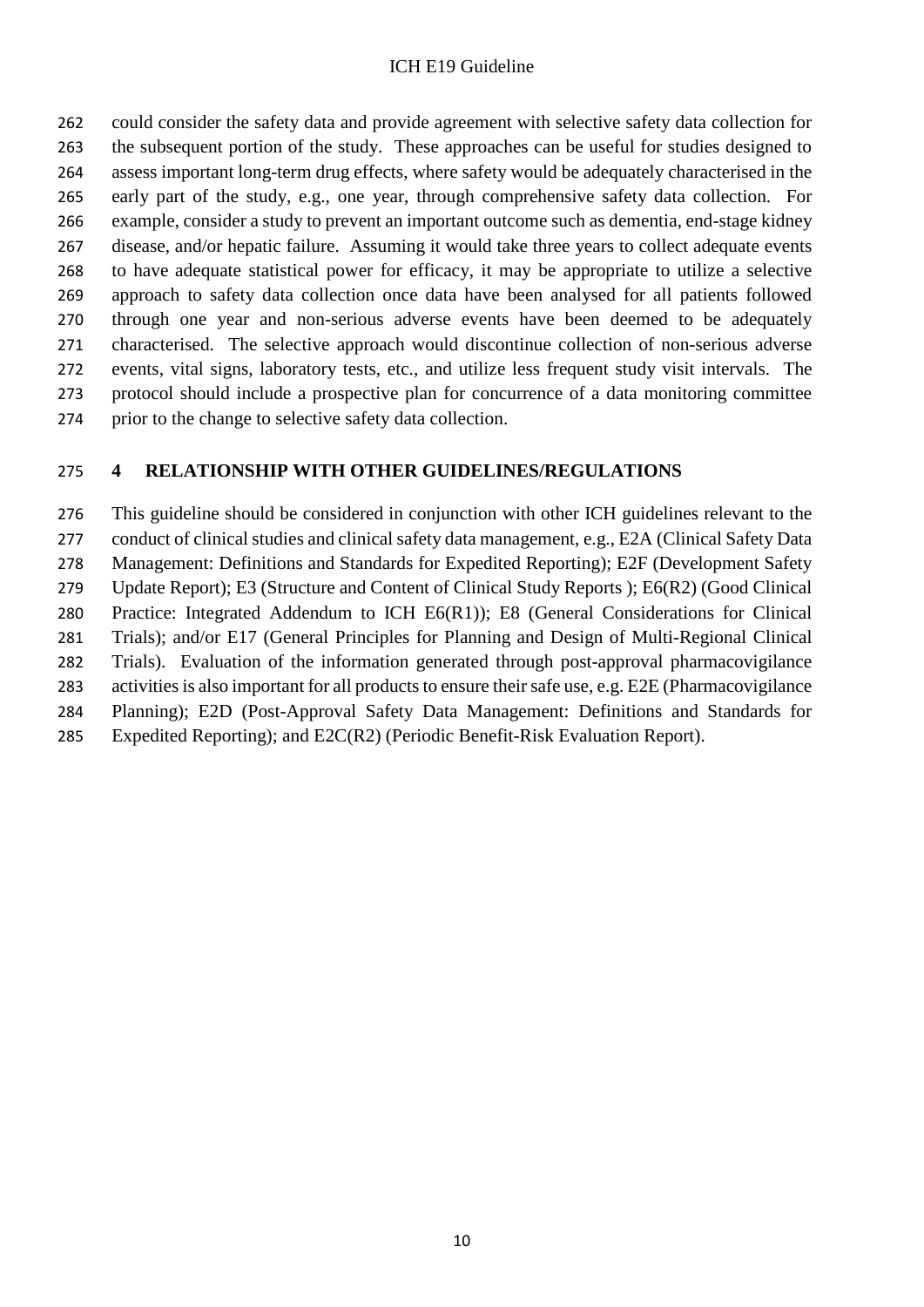could consider the safety data and provide agreement with selective safety data collection for the subsequent portion of the study. These approaches can be useful for studies designed to assess important long-term drug effects, where safety would be adequately characterised in the early part of the study, e.g., one year, through comprehensive safety data collection. For example, consider a study to prevent an important outcome such as dementia, end-stage kidney disease, and/or hepatic failure. Assuming it would take three years to collect adequate events to have adequate statistical power for efficacy, it may be appropriate to utilize a selective approach to safety data collection once data have been analysed for all patients followed through one year and non-serious adverse events have been deemed to be adequately characterised. The selective approach would discontinue collection of non-serious adverse events, vital signs, laboratory tests, etc., and utilize less frequent study visit intervals. The protocol should include a prospective plan for concurrence of a data monitoring committee prior to the change to selective safety data collection.

# 4 RELATIONSHIP WITH OTHER GUIDELINES/REGULATIONS

This guideline should be considered in conjunction with other ICH guidelines relevant to the conduct of clinical studies and clinical safety data management, e.g., E2A (Clinical Safety Data Management: Definitions and Standards for Expedited Reporting); E2F (Development Safety Update Report); E3 (Structure and Content of Clinical Study Reports ); E6(R2) (Good Clinical Practice: Integrated Addendum to ICH E6(R1)); E8 (General Considerations for Clinical Trials); and/or E17 (General Principles for Planning and Design of Multi-Regional Clinical Trials). Evaluation of the information generated through post-approval pharmacovigilance activities is also important for all products to ensure their safe use, e.g. E2E (Pharmacovigilance Planning); E2D (Post-Approval Safety Data Management: Definitions and Standards for Expedited Reporting); and E2C(R2) (Periodic Benefit-Risk Evaluation Report).